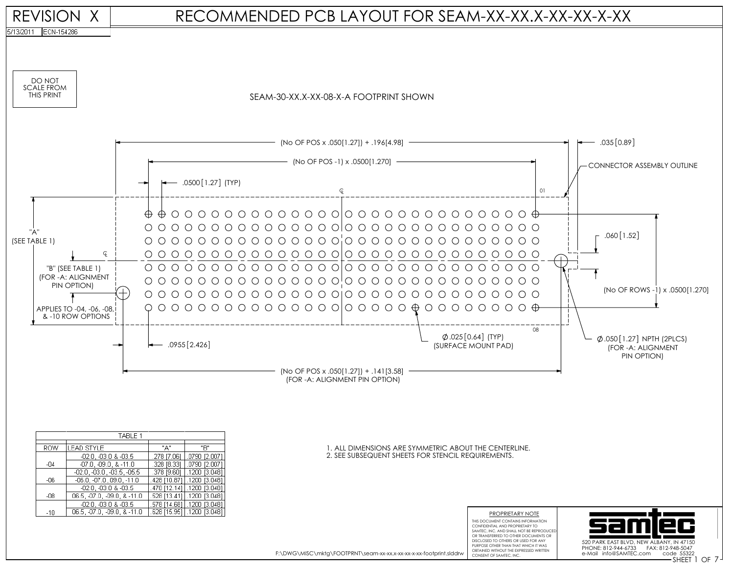# REVISION X

# RECOMMENDED PCB LAYOUT FOR SEAM-XX-XX.X-XX-XX-X-XX

5/13/2011 ECN-154286

DO NOT SCALE FROM THIS PRINT

SEAM-30-XX.X-XX-08-X-A FOOTPRINT SHOWN

(No OF POS x .050[1.27]) + .196[4.98]

(No OF POS -1) x .0500[1.270]

.0500[1.27] (TYP)

.035[0.89]

CONNECTOR ASSEMBLY OUTLINE

01

"A" (SEE TABLE 1)

.060[1.52]

"B" (SEE TABLE 1) (FOR -A: ALIGNMENT PIN OPTION)

(No OF ROWS -1) x .0500[1.270]

APPLIES TO -04, -06, -08, & -10 ROW OPTIONS

08

.0955[2.426]

Ø.025[0.64] (TYP) (SURFACE MOUNT PAD)

Ø.050[1.27] NPTH (2PLCS) (FOR -A: ALIGNMENT PIN OPTION)

(No OF POS x .050[1.27]) + .141[3.58] (FOR -A: ALIGNMENT PIN OPTION)

| TABLE 1 | | | |
|---|---|---|---|
| ROW | LEAD STYLE | "A" | "B" |
| -04 | -02.0, -03.0 & -03.5 | .278 [7.06] | .0790 [2.007] |
| | -07.0, -09.0, & -11.0 | .328 [8.33] | .0790 [2.007] |
| -06 | -02.0, -03.0, -03.5, -05.5 | .378 [9.60] | .1200 [3.048] |
| | -06.0, -07.0, 09.0, -11.0 | .426 [10.87] | .1200 [3.048] |
| -08 | -02.0, -03.0 & -03.5 | .478 [12.14] | .1200 [3.048] |
| | 06.5, -07.0, -09.0, & -11.0 | .528 [13.41] | .1200 [3.048] |
| -10 | -02.0, -03.0 & -03.5 | .578 [14.68] | .1200 [3.048] |
| | 06.5, -07.0, -09.0, & -11.0 | .628 [15.95] | .1200 [3.048] |

1. ALL DIMENSIONS ARE SYMMETRIC ABOUT THE CENTERLINE.
2. SEE SUBSEQUENT SHEETS FOR STENCIL REQUIREMENTS.

PROPRIETARY NOTE

THIS DOCUMENT CONTAINS INFORMATION CONFIDENTIAL AND PROPRIETARY TO SAMTEC, INC. AND SHALL NOT BE REPRODUCED OR TRANSFERRED TO OTHER DOCUMENTS OR DISCLOSED TO OTHERS OR USED FOR ANY PURPOSE OTHER THAN THAT WHICH IT WAS OBTAINED WITHOUT THE EXPRESSED WRITTEN CONSENT OF SAMTEC, INC.

F:\DWG\MISC\mktg\FOOTPRNT\seam-xx-xx.x-xx-xx-x-xx-footprint.slddrw

samtec
520 PARK EAST BLVD, NEW ALBANY, IN 47150
PHONE: 812-944-6733 FAX: 812-948-5047
e-Mail info@SAMTEC.com code 55322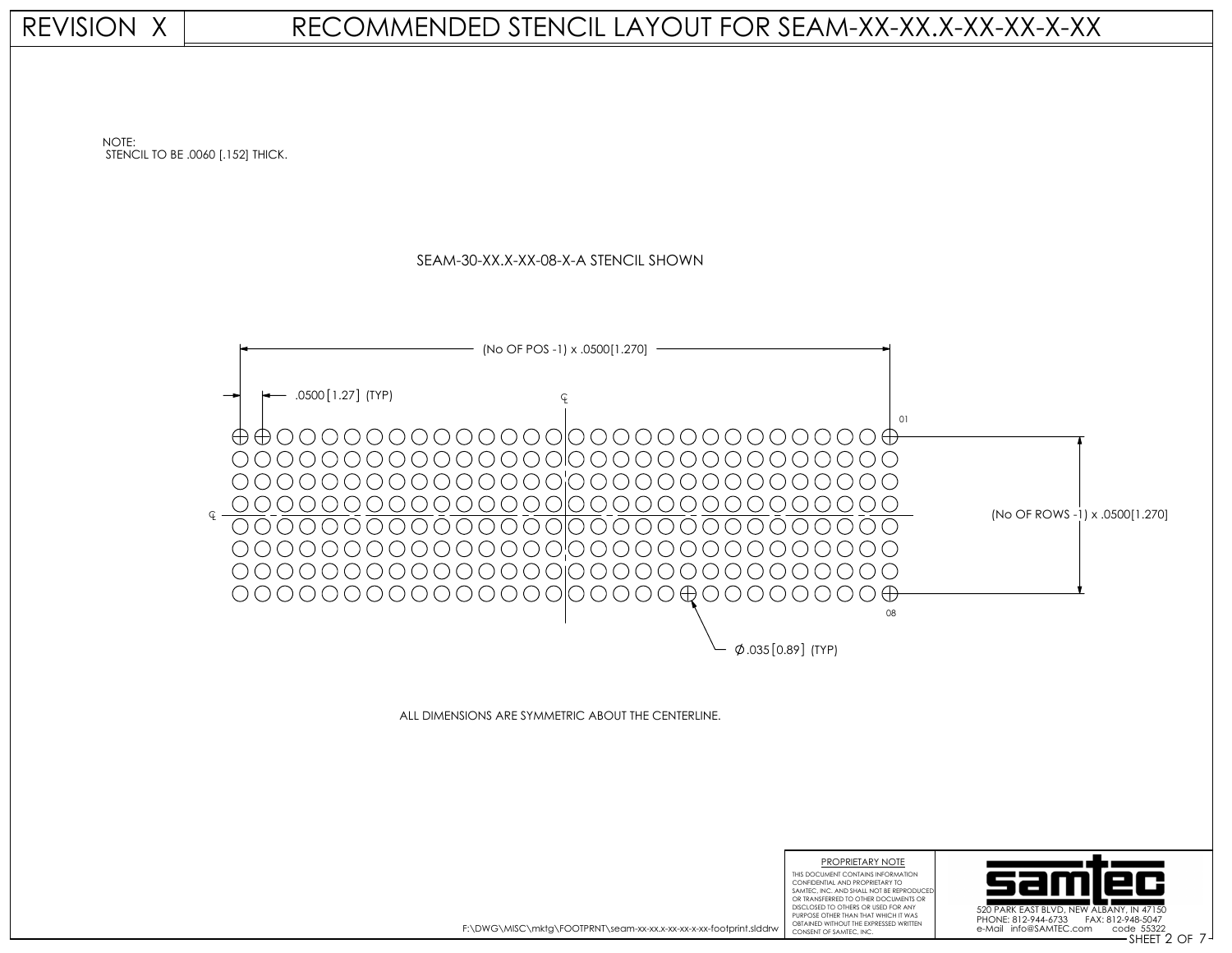# REVISION X — RECOMMENDED STENCIL LAYOUT FOR SEAM-XX-XX.X-XX-XX-X-XX

NOTE:
STENCIL TO BE .0060 [.152] THICK.

SEAM-30-XX.X-XX-08-X-A STENCIL SHOWN

(No OF POS -1) x .0500[1.270]

.0500 [1.27] (TYP)

01

08

(No OF ROWS -1) x .0500[1.270]

Ø.035 [0.89] (TYP)

ALL DIMENSIONS ARE SYMMETRIC ABOUT THE CENTERLINE.

F:\DWG\MISC\mktg\FOOTPRNT\seam-xx-xx.x-xx-xx-x-xx-footprint.slddrw

PROPRIETARY NOTE

THIS DOCUMENT CONTAINS INFORMATION CONFIDENTIAL AND PROPRIETARY TO SAMTEC, INC. AND SHALL NOT BE REPRODUCED OR TRANSFERRED TO OTHER DOCUMENTS OR DISCLOSED TO OTHERS OR USED FOR ANY PURPOSE OTHER THAN THAT WHICH IT WAS OBTAINED WITHOUT THE EXPRESSED WRITTEN CONSENT OF SAMTEC, INC.

samtec

520 PARK EAST BLVD, NEW ALBANY, IN 47150
PHONE: 812-944-6733 FAX: 812-948-5047
e-Mail info@SAMTEC.com code 55322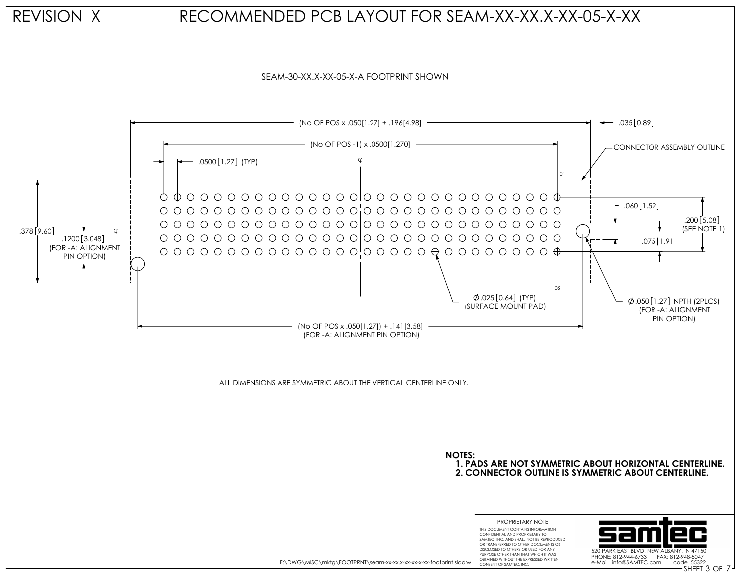# REVISION X

# RECOMMENDED PCB LAYOUT FOR SEAM-XX-XX.X-XX-05-X-XX

SEAM-30-XX.X-XX-05-X-A FOOTPRINT SHOWN

(No OF POS x .050[1.27] + .196[4.98]

.035[0.89]

(No OF POS -1) x .0500[1.270]

CONNECTOR ASSEMBLY OUTLINE

.0500[1.27] (TYP)

01

.378[9.60]

.1200[3.048]
(FOR -A: ALIGNMENT PIN OPTION)

.060[1.52]

.200[5.08]
(SEE NOTE 1)

.075[1.91]

05

Ø.025[0.64] (TYP)
(SURFACE MOUNT PAD)

Ø.050[1.27] NPTH (2PLCS)
(FOR -A: ALIGNMENT PIN OPTION)

(No OF POS x .050[1.27]) + .141[3.58]
(FOR -A: ALIGNMENT PIN OPTION)

ALL DIMENSIONS ARE SYMMETRIC ABOUT THE VERTICAL CENTERLINE ONLY.

**NOTES:**

1. **PADS ARE NOT SYMMETRIC ABOUT HORIZONTAL CENTERLINE.**
2. **CONNECTOR OUTLINE IS SYMMETRIC ABOUT CENTERLINE.**

F:\DWG\MISC\mktg\FOOTPRNT\seam-xx-xx.x-xx-xx-x-xx-footprint.slddrw

PROPRIETARY NOTE

THIS DOCUMENT CONTAINS INFORMATION CONFIDENTIAL AND PROPRIETARY TO SAMTEC, INC. AND SHALL NOT BE REPRODUCED OR TRANSFERRED TO OTHER DOCUMENTS OR DISCLOSED TO OTHERS OR USED FOR ANY PURPOSE OTHER THAN THAT WHICH IT WAS OBTAINED WITHOUT THE EXPRESSED WRITTEN CONSENT OF SAMTEC, INC.

samtec

520 PARK EAST BLVD, NEW ALBANY, IN 47150
PHONE: 812-944-6733 FAX: 812-948-5047
e-Mail info@SAMTEC.com code 55322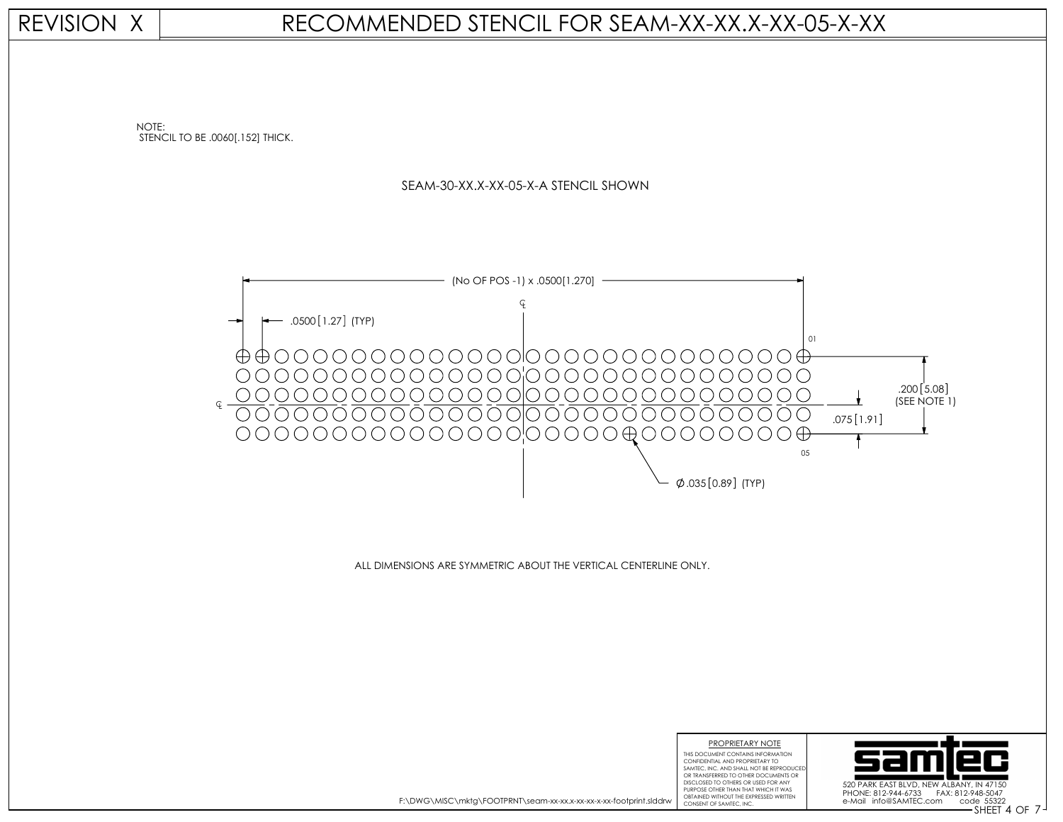# REVISION X

# RECOMMENDED STENCIL FOR SEAM-XX-XX.X-XX-05-X-XX

NOTE:
STENCIL TO BE .0060[.152] THICK.

SEAM-30-XX.X-XX-05-X-A STENCIL SHOWN

(No OF POS -1) x .0500[1.270]

.0500[1.27] (TYP)

01

05

.200[5.08] (SEE NOTE 1)

.075[1.91]

Ø.035[0.89] (TYP)

ALL DIMENSIONS ARE SYMMETRIC ABOUT THE VERTICAL CENTERLINE ONLY.

PROPRIETARY NOTE

THIS DOCUMENT CONTAINS INFORMATION CONFIDENTIAL AND PROPRIETARY TO SAMTEC, INC. AND SHALL NOT BE REPRODUCED OR TRANSFERRED TO OTHER DOCUMENTS OR DISCLOSED TO OTHERS OR USED FOR ANY PURPOSE OTHER THAN THAT WHICH IT WAS OBTAINED WITHOUT THE EXPRESSED WRITTEN CONSENT OF SAMTEC, INC.

F:\DWG\MISC\mktg\FOOTPRNT\seam-xx-xx.x-xx-xx-x-xx-footprint.slddrw

samtec

520 PARK EAST BLVD, NEW ALBANY, IN 47150
PHONE: 812-944-6733 FAX: 812-948-5047
e-Mail info@SAMTEC.com code 55322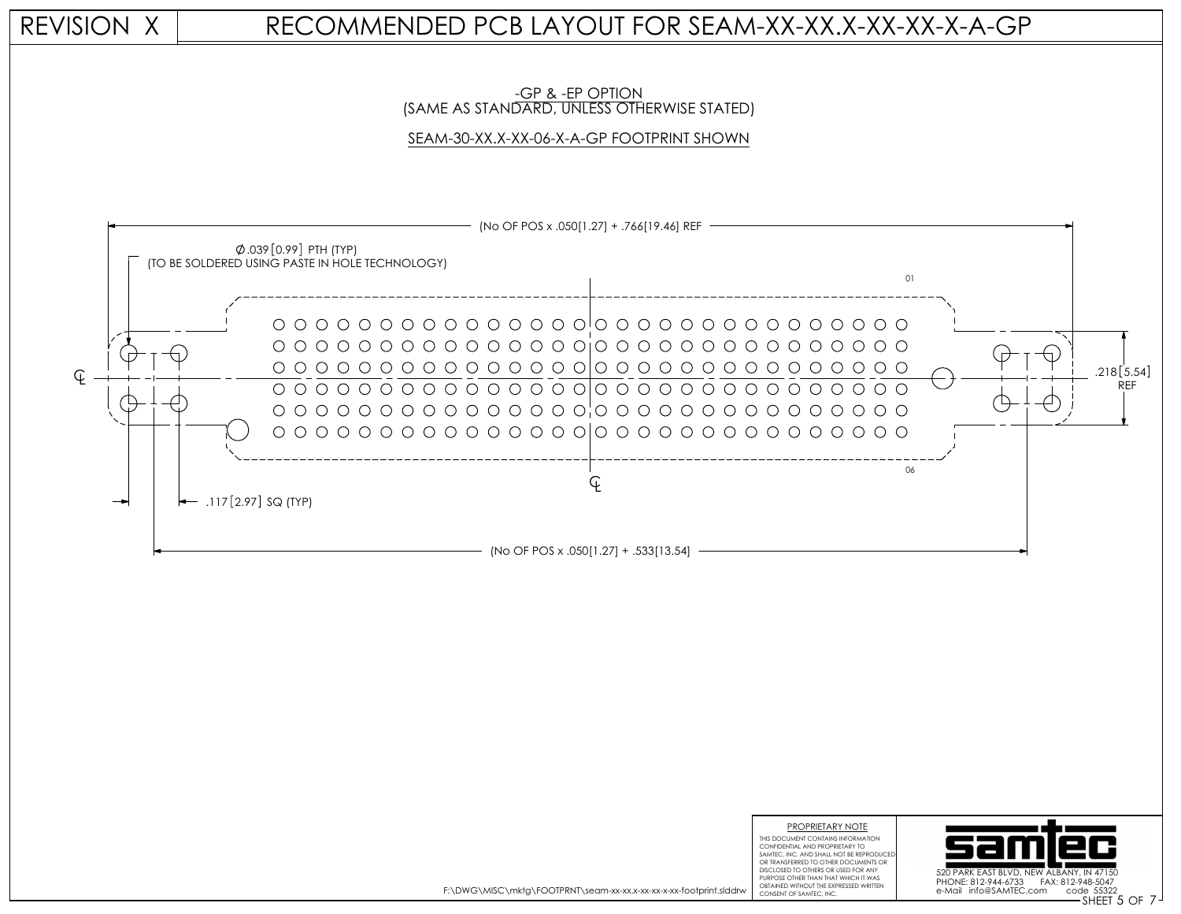# REVISION X — RECOMMENDED PCB LAYOUT FOR SEAM-XX-XX.X-XX-XX-X-A-GP

-GP & -EP OPTION
(SAME AS STANDARD, UNLESS OTHERWISE STATED)

SEAM-30-XX.X-XX-06-X-A-GP FOOTPRINT SHOWN

(No OF POS x .050[1.27] + .766[19.46] REF

∅.039 [0.99] PTH (TYP)
(TO BE SOLDERED USING PASTE IN HOLE TECHNOLOGY)

01

06

.218 [5.54] REF

.117 [2.97] SQ (TYP)

(No OF POS x .050[1.27] + .533[13.54]

PROPRIETARY NOTE
THIS DOCUMENT CONTAINS INFORMATION CONFIDENTIAL AND PROPRIETARY TO SAMTEC, INC. AND SHALL NOT BE REPRODUCED OR TRANSFERRED TO OTHER DOCUMENTS OR DISCLOSED TO OTHERS OR USED FOR ANY PURPOSE OTHER THAN THAT WHICH IT WAS OBTAINED WITHOUT THE EXPRESSED WRITTEN CONSENT OF SAMTEC, INC.

F:\DWG\MISC\mktg\FOOTPRNT\seam-xx-xx.x-xx-xx-x-xx-footprint.slddrw

samtec
520 PARK EAST BLVD, NEW ALBANY, IN 47150
PHONE: 812-944-6733 FAX: 812-948-5047
e-Mail info@SAMTEC.com code 55322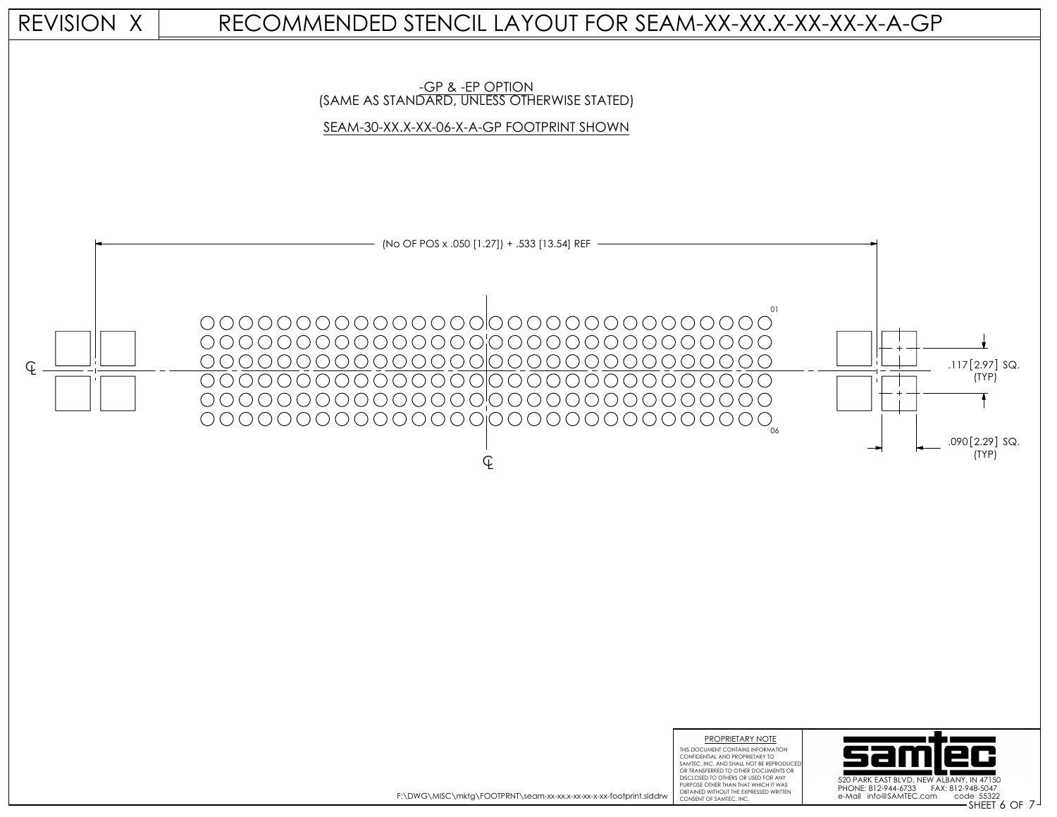# REVISION X — RECOMMENDED STENCIL LAYOUT FOR SEAM-XX-XX.X-XX-XX-X-A-GP

-GP & -EP OPTION
(SAME AS STANDARD, UNLESS OTHERWISE STATED)

SEAM-30-XX.X-XX-06-X-A-GP FOOTPRINT SHOWN

(No OF POS x .050 [1.27]) + .533 [13.54] REF

01

06

℄

℄

.117 [2.97] SQ.
(TYP)

.090 [2.29] SQ.
(TYP)

F:\DWG\MISC\mktg\FOOTPRNT\seam-xx-xx.x-xx-xx-x-xx-footprint.slddrw

PROPRIETARY NOTE
THIS DOCUMENT CONTAINS INFORMATION CONFIDENTIAL AND PROPRIETARY TO SAMTEC, INC. AND SHALL NOT BE REPRODUCED OR TRANSFERRED TO OTHER DOCUMENTS OR DISCLOSED TO OTHERS OR USED FOR ANY PURPOSE OTHER THAN THAT WHICH IT WAS OBTAINED WITHOUT THE EXPRESSED WRITTEN CONSENT OF SAMTEC, INC.

samtec
520 PARK EAST BLVD, NEW ALBANY, IN 47150
PHONE: 812-944-6733 FAX: 812-948-5047
e-Mail info@SAMTEC.com code 55322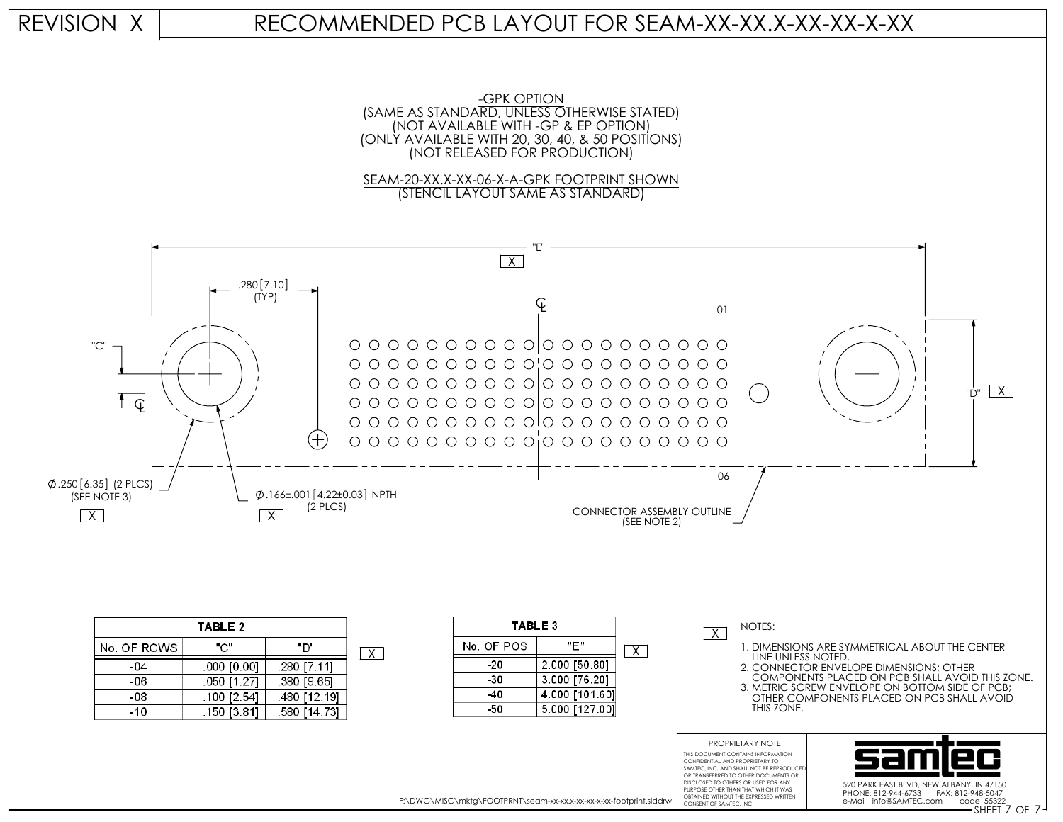# REVISION X — RECOMMENDED PCB LAYOUT FOR SEAM-XX-XX.X-XX-XX-X-XX

-GPK OPTION
(SAME AS STANDARD, UNLESS OTHERWISE STATED)
(NOT AVAILABLE WITH -GP & EP OPTION)
(ONLY AVAILABLE WITH 20, 30, 40, & 50 POSITIONS)
(NOT RELEASED FOR PRODUCTION)

SEAM-20-XX.X-XX-06-X-A-GPK FOOTPRINT SHOWN
(STENCIL LAYOUT SAME AS STANDARD)

"E"
X

.280 [7.10]
(TYP)

"C"

01

06

"D" X

Ø.250 [6.35] (2 PLCS)
(SEE NOTE 3)
X

Ø.166±.001 [4.22±0.03] NPTH
(2 PLCS)
X

CONNECTOR ASSEMBLY OUTLINE
(SEE NOTE 2)

**TABLE 2** X

| No. OF ROWS | "C" | "D" |
|---|---|---|
| -04 | .000 [0.00] | .280 [7.11] |
| -06 | .050 [1.27] | .380 [9.65] |
| -08 | .100 [2.54] | .480 [12.19] |
| -10 | .150 [3.81] | .580 [14.73] |

**TABLE 3** X

| No. OF POS | "E" |
|---|---|
| -20 | 2.000 [50.80] |
| -30 | 3.000 [76.20] |
| -40 | 4.000 [101.60] |
| -50 | 5.000 [127.00] |

X NOTES:

1. DIMENSIONS ARE SYMMETRICAL ABOUT THE CENTER LINE UNLESS NOTED.
2. CONNECTOR ENVELOPE DIMENSIONS; OTHER COMPONENTS PLACED ON PCB SHALL AVOID THIS ZONE.
3. METRIC SCREW ENVELOPE ON BOTTOM SIDE OF PCB; OTHER COMPONENTS PLACED ON PCB SHALL AVOID THIS ZONE.

F:\DWG\MISC\mktg\FOOTPRNT\seam-xx-xx.x-xx-xx-x-xx-footprint.slddrw

PROPRIETARY NOTE
THIS DOCUMENT CONTAINS INFORMATION CONFIDENTIAL AND PROPRIETARY TO SAMTEC, INC. AND SHALL NOT BE REPRODUCED OR TRANSFERRED TO OTHER DOCUMENTS OR DISCLOSED TO OTHERS OR USED FOR ANY PURPOSE OTHER THAN THAT WHICH IT WAS OBTAINED WITHOUT THE EXPRESSED WRITTEN CONSENT OF SAMTEC, INC.

samtec
520 PARK EAST BLVD, NEW ALBANY, IN 47150
PHONE: 812-944-6733 FAX: 812-948-5047
e-Mail info@SAMTEC.com code 55322